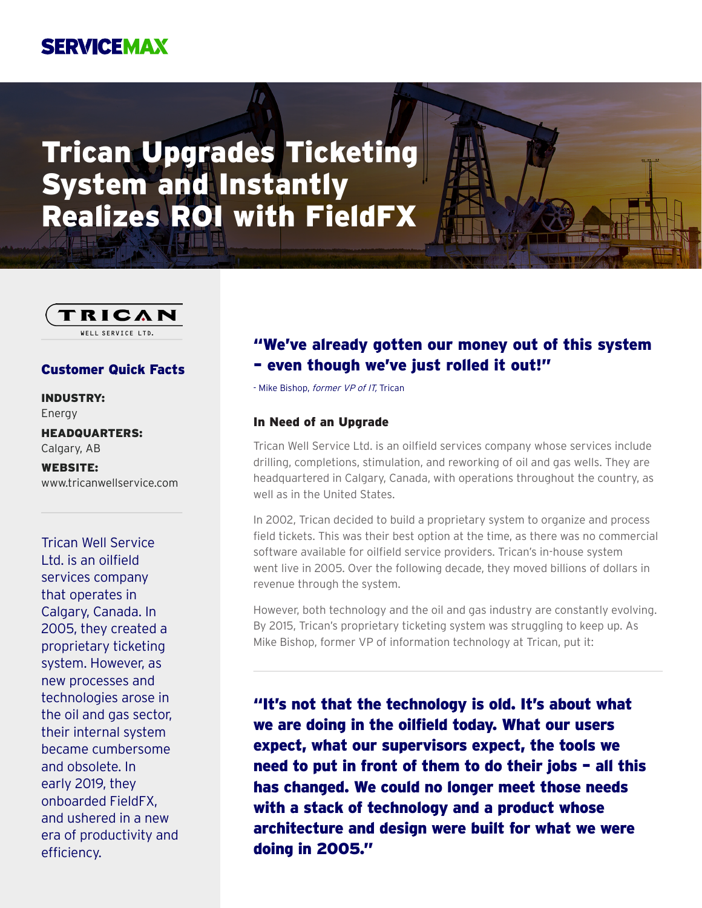SERVICEMAX

# Trican Upgrades Ticketing System and Instantly Realizes ROI with FieldFX

TRICAN WELL SERVICE LTD.

## Customer Quick Facts

**INDUSTRY:**
Energy

**HEADQUARTERS:**
Calgary, AB

**WEBSITE:**
www.tricanwellservice.com

Trican Well Service Ltd. is an oilfield services company that operates in Calgary, Canada. In 2005, they created a proprietary ticketing system. However, as new processes and technologies arose in the oil and gas sector, their internal system became cumbersome and obsolete. In early 2019, they onboarded FieldFX, and ushered in a new era of productivity and efficiency.

**"We've already gotten our money out of this system – even though we've just rolled it out!"**

- Mike Bishop, *former VP of IT,* Trican

### In Need of an Upgrade

Trican Well Service Ltd. is an oilfield services company whose services include drilling, completions, stimulation, and reworking of oil and gas wells. They are headquartered in Calgary, Canada, with operations throughout the country, as well as in the United States.

In 2002, Trican decided to build a proprietary system to organize and process field tickets. This was their best option at the time, as there was no commercial software available for oilfield service providers. Trican's in-house system went live in 2005. Over the following decade, they moved billions of dollars in revenue through the system.

However, both technology and the oil and gas industry are constantly evolving. By 2015, Trican's proprietary ticketing system was struggling to keep up. As Mike Bishop, former VP of information technology at Trican, put it:

**"It's not that the technology is old. It's about what we are doing in the oilfield today. What our users expect, what our supervisors expect, the tools we need to put in front of them to do their jobs – all this has changed. We could no longer meet those needs with a stack of technology and a product whose architecture and design were built for what we were doing in 2005."**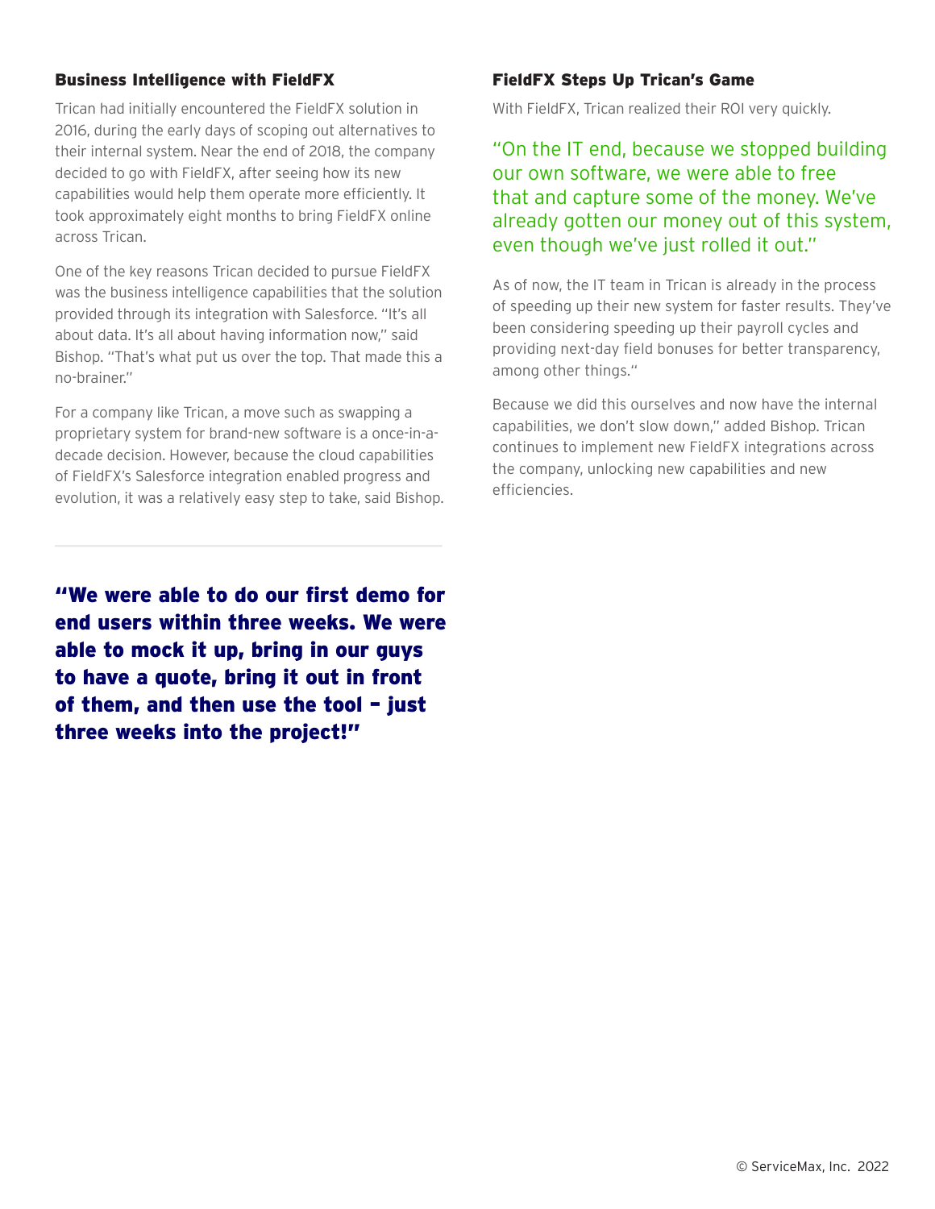### Business Intelligence with FieldFX

Trican had initially encountered the FieldFX solution in 2016, during the early days of scoping out alternatives to their internal system. Near the end of 2018, the company decided to go with FieldFX, after seeing how its new capabilities would help them operate more efficiently. It took approximately eight months to bring FieldFX online across Trican.

One of the key reasons Trican decided to pursue FieldFX was the business intelligence capabilities that the solution provided through its integration with Salesforce. "It's all about data. It's all about having information now," said Bishop. "That's what put us over the top. That made this a no-brainer."

For a company like Trican, a move such as swapping a proprietary system for brand-new software is a once-in-a-decade decision. However, because the cloud capabilities of FieldFX's Salesforce integration enabled progress and evolution, it was a relatively easy step to take, said Bishop.

---

**"We were able to do our first demo for end users within three weeks. We were able to mock it up, bring in our guys to have a quote, bring it out in front of them, and then use the tool – just three weeks into the project!"**

### FieldFX Steps Up Trican's Game

With FieldFX, Trican realized their ROI very quickly.

"On the IT end, because we stopped building our own software, we were able to free that and capture some of the money. We've already gotten our money out of this system, even though we've just rolled it out."

As of now, the IT team in Trican is already in the process of speeding up their new system for faster results. They've been considering speeding up their payroll cycles and providing next-day field bonuses for better transparency, among other things."

Because we did this ourselves and now have the internal capabilities, we don't slow down," added Bishop. Trican continues to implement new FieldFX integrations across the company, unlocking new capabilities and new efficiencies.

© ServiceMax, Inc. 2022